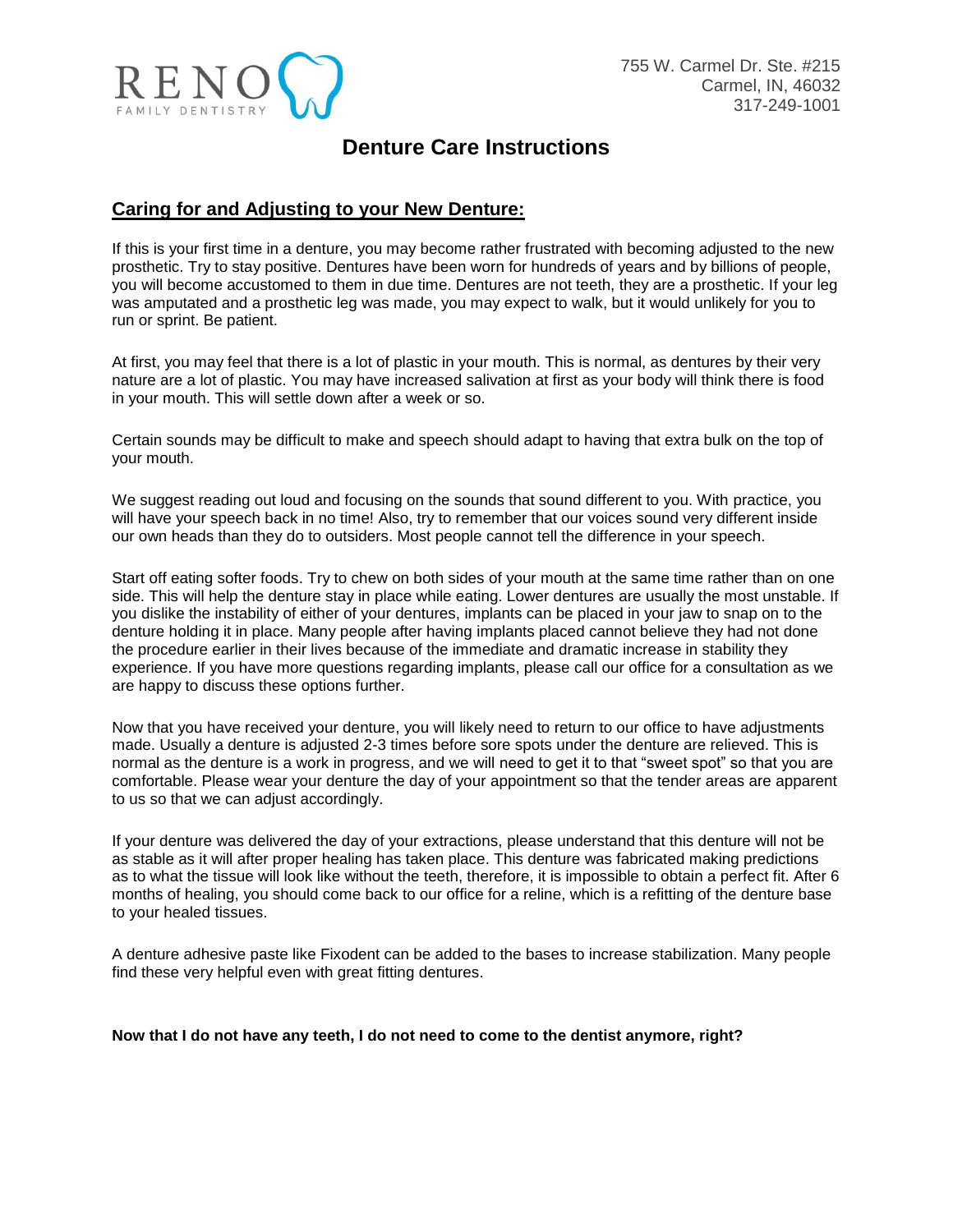RENO FAMILY DENTISTRY

755 W. Carmel Dr. Ste. #215
Carmel, IN, 46032
317-249-1001

# Denture Care Instructions

## Caring for and Adjusting to your New Denture:

If this is your first time in a denture, you may become rather frustrated with becoming adjusted to the new prosthetic. Try to stay positive. Dentures have been worn for hundreds of years and by billions of people, you will become accustomed to them in due time. Dentures are not teeth, they are a prosthetic. If your leg was amputated and a prosthetic leg was made, you may expect to walk, but it would unlikely for you to run or sprint. Be patient.

At first, you may feel that there is a lot of plastic in your mouth. This is normal, as dentures by their very nature are a lot of plastic. You may have increased salivation at first as your body will think there is food in your mouth. This will settle down after a week or so.

Certain sounds may be difficult to make and speech should adapt to having that extra bulk on the top of your mouth.

We suggest reading out loud and focusing on the sounds that sound different to you. With practice, you will have your speech back in no time! Also, try to remember that our voices sound very different inside our own heads than they do to outsiders. Most people cannot tell the difference in your speech.

Start off eating softer foods. Try to chew on both sides of your mouth at the same time rather than on one side. This will help the denture stay in place while eating. Lower dentures are usually the most unstable. If you dislike the instability of either of your dentures, implants can be placed in your jaw to snap on to the denture holding it in place. Many people after having implants placed cannot believe they had not done the procedure earlier in their lives because of the immediate and dramatic increase in stability they experience. If you have more questions regarding implants, please call our office for a consultation as we are happy to discuss these options further.

Now that you have received your denture, you will likely need to return to our office to have adjustments made. Usually a denture is adjusted 2-3 times before sore spots under the denture are relieved. This is normal as the denture is a work in progress, and we will need to get it to that "sweet spot" so that you are comfortable. Please wear your denture the day of your appointment so that the tender areas are apparent to us so that we can adjust accordingly.

If your denture was delivered the day of your extractions, please understand that this denture will not be as stable as it will after proper healing has taken place. This denture was fabricated making predictions as to what the tissue will look like without the teeth, therefore, it is impossible to obtain a perfect fit. After 6 months of healing, you should come back to our office for a reline, which is a refitting of the denture base to your healed tissues.

A denture adhesive paste like Fixodent can be added to the bases to increase stabilization. Many people find these very helpful even with great fitting dentures.

**Now that I do not have any teeth, I do not need to come to the dentist anymore, right?**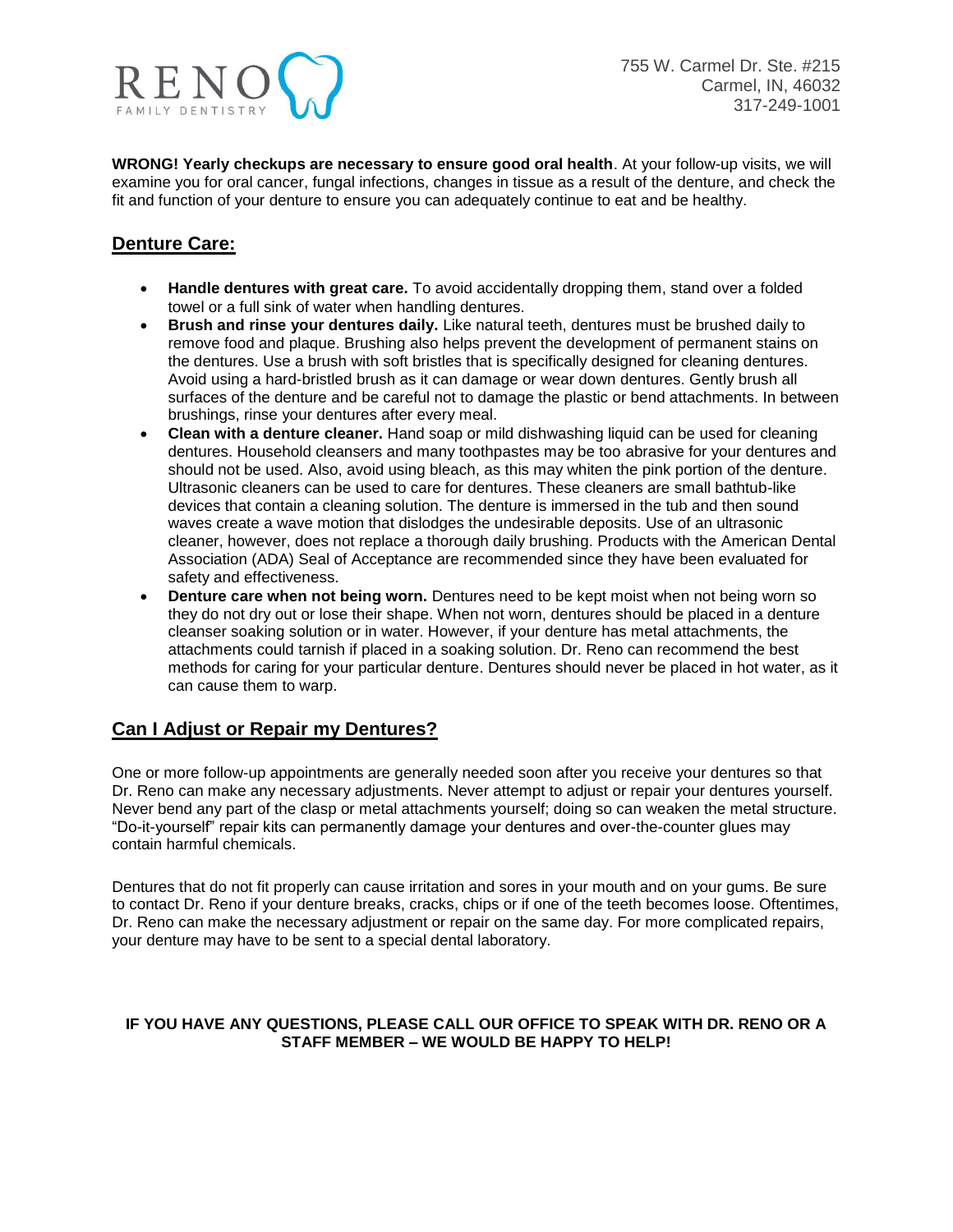**WRONG! Yearly checkups are necessary to ensure good oral health**. At your follow-up visits, we will examine you for oral cancer, fungal infections, changes in tissue as a result of the denture, and check the fit and function of your denture to ensure you can adequately continue to eat and be healthy.

## Denture Care:

- **Handle dentures with great care.** To avoid accidentally dropping them, stand over a folded towel or a full sink of water when handling dentures.
- **Brush and rinse your dentures daily.** Like natural teeth, dentures must be brushed daily to remove food and plaque. Brushing also helps prevent the development of permanent stains on the dentures. Use a brush with soft bristles that is specifically designed for cleaning dentures. Avoid using a hard-bristled brush as it can damage or wear down dentures. Gently brush all surfaces of the denture and be careful not to damage the plastic or bend attachments. In between brushings, rinse your dentures after every meal.
- **Clean with a denture cleaner.** Hand soap or mild dishwashing liquid can be used for cleaning dentures. Household cleansers and many toothpastes may be too abrasive for your dentures and should not be used. Also, avoid using bleach, as this may whiten the pink portion of the denture. Ultrasonic cleaners can be used to care for dentures. These cleaners are small bathtub-like devices that contain a cleaning solution. The denture is immersed in the tub and then sound waves create a wave motion that dislodges the undesirable deposits. Use of an ultrasonic cleaner, however, does not replace a thorough daily brushing. Products with the American Dental Association (ADA) Seal of Acceptance are recommended since they have been evaluated for safety and effectiveness.
- **Denture care when not being worn.** Dentures need to be kept moist when not being worn so they do not dry out or lose their shape. When not worn, dentures should be placed in a denture cleanser soaking solution or in water. However, if your denture has metal attachments, the attachments could tarnish if placed in a soaking solution. Dr. Reno can recommend the best methods for caring for your particular denture. Dentures should never be placed in hot water, as it can cause them to warp.

## Can I Adjust or Repair my Dentures?

One or more follow-up appointments are generally needed soon after you receive your dentures so that Dr. Reno can make any necessary adjustments. Never attempt to adjust or repair your dentures yourself. Never bend any part of the clasp or metal attachments yourself; doing so can weaken the metal structure. "Do-it-yourself" repair kits can permanently damage your dentures and over-the-counter glues may contain harmful chemicals.

Dentures that do not fit properly can cause irritation and sores in your mouth and on your gums. Be sure to contact Dr. Reno if your denture breaks, cracks, chips or if one of the teeth becomes loose. Oftentimes, Dr. Reno can make the necessary adjustment or repair on the same day. For more complicated repairs, your denture may have to be sent to a special dental laboratory.

**IF YOU HAVE ANY QUESTIONS, PLEASE CALL OUR OFFICE TO SPEAK WITH DR. RENO OR A STAFF MEMBER – WE WOULD BE HAPPY TO HELP!**